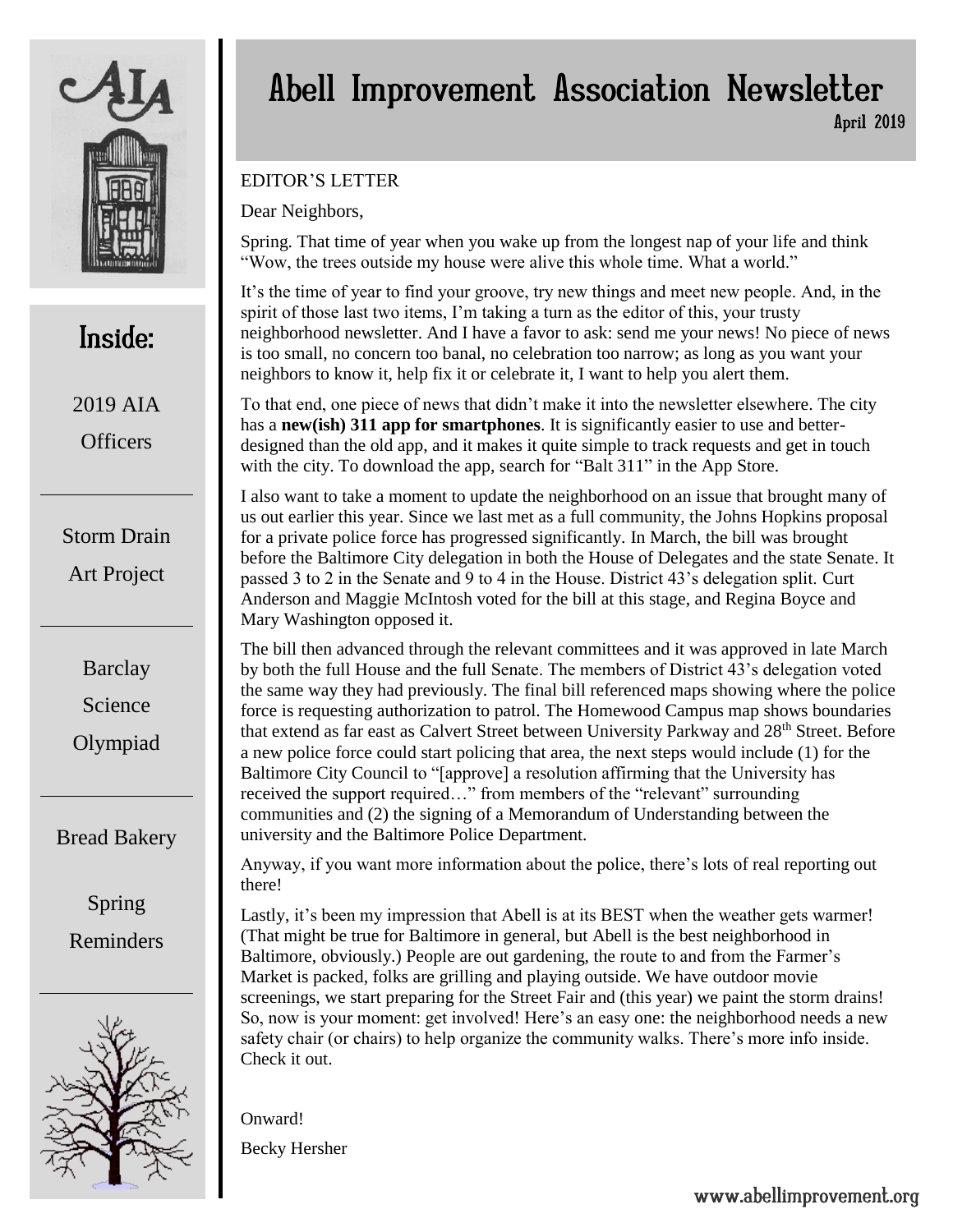# Abell Improvement Association Newsletter

April 2019

## Inside:

2019 AIA Officers

Storm Drain Art Project

Barclay Science Olympiad

Bread Bakery

Spring Reminders

---

EDITOR'S LETTER

Dear Neighbors,

Spring. That time of year when you wake up from the longest nap of your life and think "Wow, the trees outside my house were alive this whole time. What a world."

It's the time of year to find your groove, try new things and meet new people. And, in the spirit of those last two items, I'm taking a turn as the editor of this, your trusty neighborhood newsletter. And I have a favor to ask: send me your news! No piece of news is too small, no concern too banal, no celebration too narrow; as long as you want your neighbors to know it, help fix it or celebrate it, I want to help you alert them.

To that end, one piece of news that didn't make it into the newsletter elsewhere. The city has a **new(ish) 311 app for smartphones**. It is significantly easier to use and better-designed than the old app, and it makes it quite simple to track requests and get in touch with the city. To download the app, search for "Balt 311" in the App Store.

I also want to take a moment to update the neighborhood on an issue that brought many of us out earlier this year. Since we last met as a full community, the Johns Hopkins proposal for a private police force has progressed significantly. In March, the bill was brought before the Baltimore City delegation in both the House of Delegates and the state Senate. It passed 3 to 2 in the Senate and 9 to 4 in the House. District 43's delegation split. Curt Anderson and Maggie McIntosh voted for the bill at this stage, and Regina Boyce and Mary Washington opposed it.

The bill then advanced through the relevant committees and it was approved in late March by both the full House and the full Senate. The members of District 43's delegation voted the same way they had previously. The final bill referenced maps showing where the police force is requesting authorization to patrol. The Homewood Campus map shows boundaries that extend as far east as Calvert Street between University Parkway and 28th Street. Before a new police force could start policing that area, the next steps would include (1) for the Baltimore City Council to "[approve] a resolution affirming that the University has received the support required…" from members of the "relevant" surrounding communities and (2) the signing of a Memorandum of Understanding between the university and the Baltimore Police Department.

Anyway, if you want more information about the police, there's lots of real reporting out there!

Lastly, it's been my impression that Abell is at its BEST when the weather gets warmer! (That might be true for Baltimore in general, but Abell is the best neighborhood in Baltimore, obviously.) People are out gardening, the route to and from the Farmer's Market is packed, folks are grilling and playing outside. We have outdoor movie screenings, we start preparing for the Street Fair and (this year) we paint the storm drains! So, now is your moment: get involved! Here's an easy one: the neighborhood needs a new safety chair (or chairs) to help organize the community walks. There's more info inside. Check it out.

Onward!

Becky Hersher

www.abellimprovement.org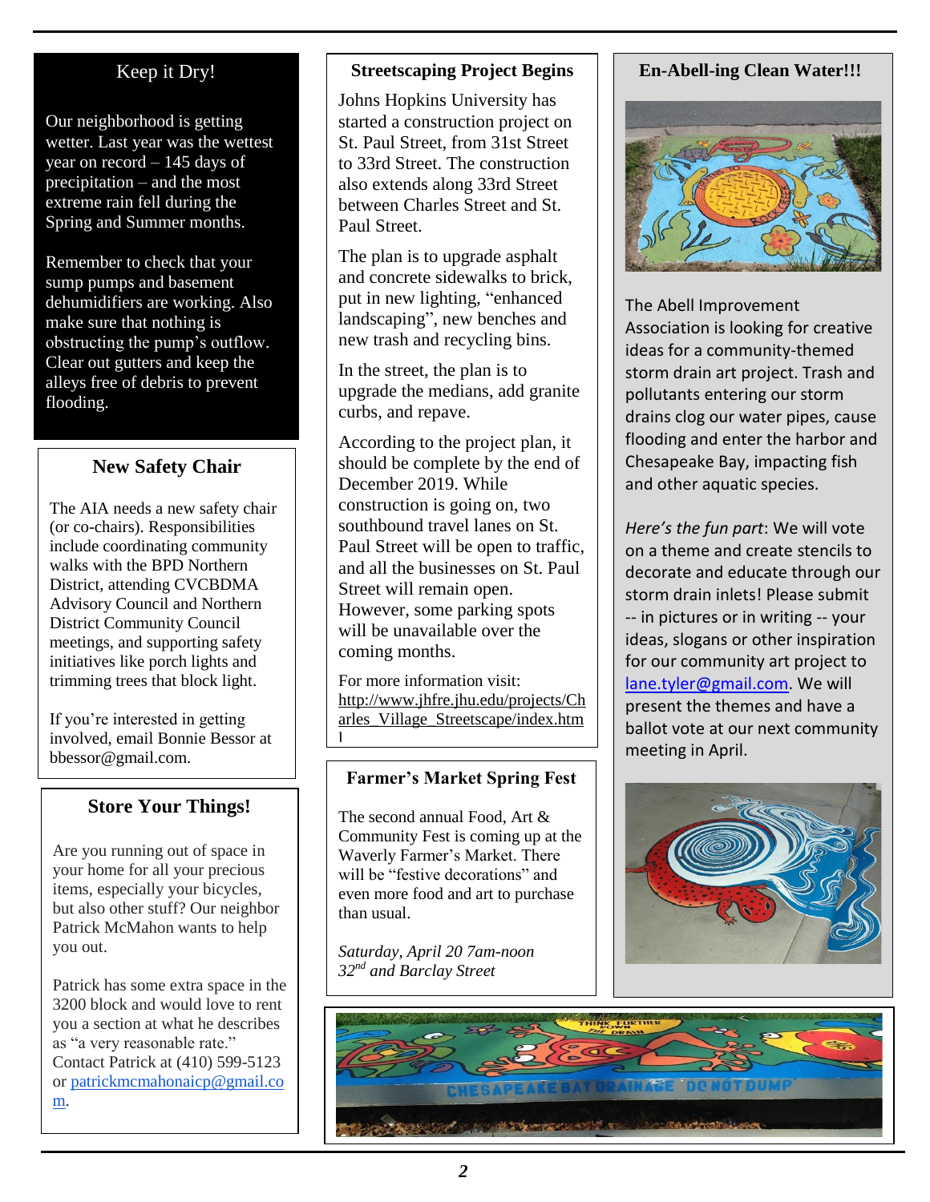## Keep it Dry!

Our neighborhood is getting wetter. Last year was the wettest year on record – 145 days of precipitation – and the most extreme rain fell during the Spring and Summer months.

Remember to check that your sump pumps and basement dehumidifiers are working. Also make sure that nothing is obstructing the pump's outflow. Clear out gutters and keep the alleys free of debris to prevent flooding.

## New Safety Chair

The AIA needs a new safety chair (or co-chairs). Responsibilities include coordinating community walks with the BPD Northern District, attending CVCBDMA Advisory Council and Northern District Community Council meetings, and supporting safety initiatives like porch lights and trimming trees that block light.

If you're interested in getting involved, email Bonnie Bessor at bbessor@gmail.com.

## Store Your Things!

Are you running out of space in your home for all your precious items, especially your bicycles, but also other stuff? Our neighbor Patrick McMahon wants to help you out.

Patrick has some extra space in the 3200 block and would love to rent you a section at what he describes as "a very reasonable rate." Contact Patrick at (410) 599-5123 or patrickmcmahonaicp@gmail.com.

## Streetscaping Project Begins

Johns Hopkins University has started a construction project on St. Paul Street, from 31st Street to 33rd Street. The construction also extends along 33rd Street between Charles Street and St. Paul Street.

The plan is to upgrade asphalt and concrete sidewalks to brick, put in new lighting, "enhanced landscaping", new benches and new trash and recycling bins.

In the street, the plan is to upgrade the medians, add granite curbs, and repave.

According to the project plan, it should be complete by the end of December 2019. While construction is going on, two southbound travel lanes on St. Paul Street will be open to traffic, and all the businesses on St. Paul Street will remain open. However, some parking spots will be unavailable over the coming months.

For more information visit: http://www.jhfre.jhu.edu/projects/Charles_Village_Streetscape/index.html

## Farmer's Market Spring Fest

The second annual Food, Art & Community Fest is coming up at the Waverly Farmer's Market. There will be "festive decorations" and even more food and art to purchase than usual.

*Saturday, April 20 7am-noon*
*32nd and Barclay Street*

## En-Abell-ing Clean Water!!!

The Abell Improvement Association is looking for creative ideas for a community-themed storm drain art project. Trash and pollutants entering our storm drains clog our water pipes, cause flooding and enter the harbor and Chesapeake Bay, impacting fish and other aquatic species.

*Here's the fun part*: We will vote on a theme and create stencils to decorate and educate through our storm drain inlets! Please submit -- in pictures or in writing -- your ideas, slogans or other inspiration for our community art project to lane.tyler@gmail.com. We will present the themes and have a ballot vote at our next community meeting in April.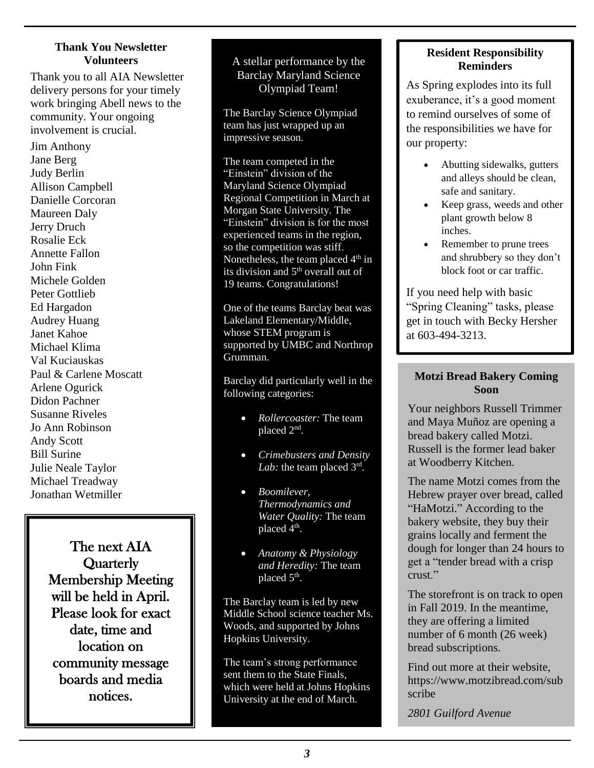### Thank You Newsletter Volunteers

Thank you to all AIA Newsletter delivery persons for your timely work bringing Abell news to the community. Your ongoing involvement is crucial.

Jim Anthony
Jane Berg
Judy Berlin
Allison Campbell
Danielle Corcoran
Maureen Daly
Jerry Druch
Rosalie Eck
Annette Fallon
John Fink
Michele Golden
Peter Gottlieb
Ed Hargadon
Audrey Huang
Janet Kahoe
Michael Klima
Val Kuciauskas
Paul & Carlene Moscatt
Arlene Ogurick
Didon Pachner
Susanne Riveles
Jo Ann Robinson
Andy Scott
Bill Surine
Julie Neale Taylor
Michael Treadway
Jonathan Wetmiller

The next AIA Quarterly Membership Meeting will be held in April. Please look for exact date, time and location on community message boards and media notices.

### A stellar performance by the Barclay Maryland Science Olympiad Team!

The Barclay Science Olympiad team has just wrapped up an impressive season.

The team competed in the "Einstein" division of the Maryland Science Olympiad Regional Competition in March at Morgan State University. The "Einstein" division is for the most experienced teams in the region, so the competition was stiff. Nonetheless, the team placed 4th in its division and 5th overall out of 19 teams. Congratulations!

One of the teams Barclay beat was Lakeland Elementary/Middle, whose STEM program is supported by UMBC and Northrop Grumman.

Barclay did particularly well in the following categories:

- *Rollercoaster:* The team placed 2nd.
- *Crimebusters and Density Lab:* the team placed 3rd.
- *Boomilever, Thermodynamics and Water Quality:* The team placed 4th.
- *Anatomy & Physiology and Heredity:* The team placed 5th.

The Barclay team is led by new Middle School science teacher Ms. Woods, and supported by Johns Hopkins University.

The team's strong performance sent them to the State Finals, which were held at Johns Hopkins University at the end of March.

### Resident Responsibility Reminders

As Spring explodes into its full exuberance, it's a good moment to remind ourselves of some of the responsibilities we have for our property:

- Abutting sidewalks, gutters and alleys should be clean, safe and sanitary.
- Keep grass, weeds and other plant growth below 8 inches.
- Remember to prune trees and shrubbery so they don't block foot or car traffic.

If you need help with basic "Spring Cleaning" tasks, please get in touch with Becky Hersher at 603-494-3213.

### Motzi Bread Bakery Coming Soon

Your neighbors Russell Trimmer and Maya Muñoz are opening a bread bakery called Motzi. Russell is the former lead baker at Woodberry Kitchen.

The name Motzi comes from the Hebrew prayer over bread, called "HaMotzi." According to the bakery website, they buy their grains locally and ferment the dough for longer than 24 hours to get a "tender bread with a crisp crust."

The storefront is on track to open in Fall 2019. In the meantime, they are offering a limited number of 6 month (26 week) bread subscriptions.

Find out more at their website, https://www.motzibread.com/subscribe

*2801 Guilford Avenue*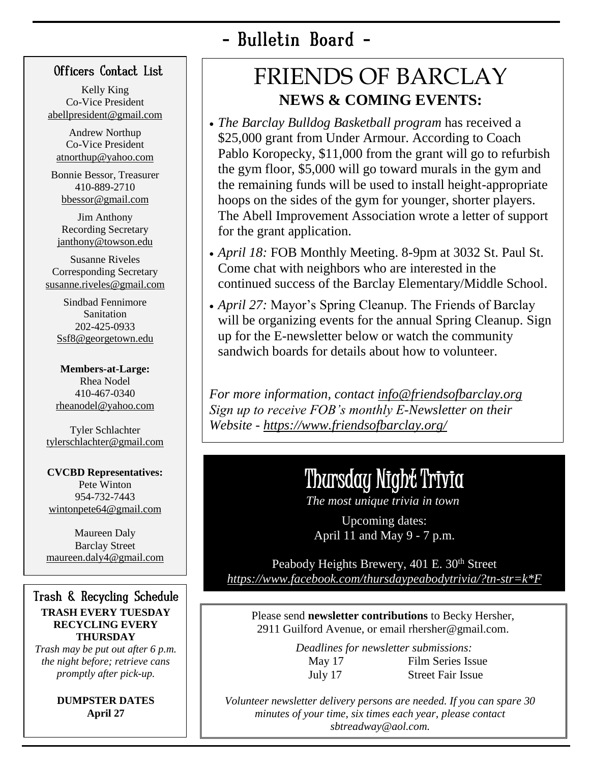# - Bulletin Board -

## Officers Contact List

Kelly King
Co-Vice President
abellpresident@gmail.com

Andrew Northup
Co-Vice President
atnorthup@yahoo.com

Bonnie Bessor, Treasurer
410-889-2710
bbessor@gmail.com

Jim Anthony
Recording Secretary
janthony@towson.edu

Susanne Riveles
Corresponding Secretary
susanne.riveles@gmail.com

Sindbad Fennimore
Sanitation
202-425-0933
Ssf8@georgetown.edu

**Members-at-Large:**
Rhea Nodel
410-467-0340
rheanodel@yahoo.com

Tyler Schlachter
tylerschlachter@gmail.com

**CVCBD Representatives:**
Pete Winton
954-732-7443
wintonpete64@gmail.com

Maureen Daly
Barclay Street
maureen.daly4@gmail.com

## Trash & Recycling Schedule

**TRASH EVERY TUESDAY**
**RECYCLING EVERY THURSDAY**

*Trash may be put out after 6 p.m. the night before; retrieve cans promptly after pick-up.*

**DUMPSTER DATES**
**April 27**

## FRIENDS OF BARCLAY

### NEWS & COMING EVENTS:

- *The Barclay Bulldog Basketball program* has received a $25,000 grant from Under Armour. According to Coach Pablo Koropecky, $11,000 from the grant will go to refurbish the gym floor, $5,000 will go toward murals in the gym and the remaining funds will be used to install height-appropriate hoops on the sides of the gym for younger, shorter players. The Abell Improvement Association wrote a letter of support for the grant application.
- *April 18:* FOB Monthly Meeting. 8-9pm at 3032 St. Paul St. Come chat with neighbors who are interested in the continued success of the Barclay Elementary/Middle School.
- *April 27:* Mayor's Spring Cleanup. The Friends of Barclay will be organizing events for the annual Spring Cleanup. Sign up for the E-newsletter below or watch the community sandwich boards for details about how to volunteer.

*For more information, contact info@friendsofbarclay.org*
*Sign up to receive FOB's monthly E-Newsletter on their Website - https://www.friendsofbarclay.org/*

## Thursday Night Trivia

*The most unique trivia in town*

Upcoming dates:
April 11 and May 9 - 7 p.m.

Peabody Heights Brewery, 401 E. 30th Street
*https://www.facebook.com/thursdaypeabodytrivia/?tn-str=k*F*

Please send **newsletter contributions** to Becky Hersher, 2911 Guilford Avenue, or email rhersher@gmail.com.

*Deadlines for newsletter submissions:*

| | |
|---|---|
| May 17 | Film Series Issue |
| July 17 | Street Fair Issue |

*Volunteer newsletter delivery persons are needed. If you can spare 30 minutes of your time, six times each year, please contact sbtreadway@aol.com.*